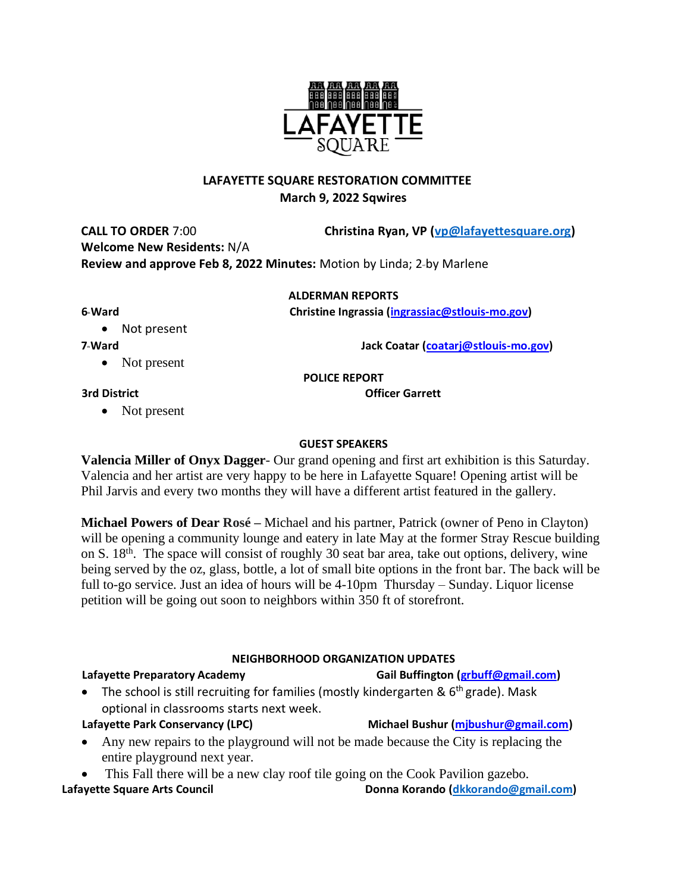LAFAYETTE SQUARE

## LAFAYETTE SQUARE RESTORATION COMMITTEE

**March 9, 2022 Sqwires**

**CALL TO ORDER** 7:00 **Christina Ryan, VP (vp@lafayettesquare.org)**

**Welcome New Residents:** N/A

**Review and approve Feb 8, 2022 Minutes:** Motion by Linda; 2nd by Marlene

### ALDERMAN REPORTS

**6th Ward** **Christine Ingrassia (ingrassiac@stlouis-mo.gov)**

- Not present

**7th Ward** **Jack Coatar (coatarj@stlouis-mo.gov)**

- Not present

### POLICE REPORT

**3rd District** **Officer Garrett**

- Not present

### GUEST SPEAKERS

**Valencia Miller of Onyx Dagger**- Our grand opening and first art exhibition is this Saturday. Valencia and her artist are very happy to be here in Lafayette Square! Opening artist will be Phil Jarvis and every two months they will have a different artist featured in the gallery.

**Michael Powers of Dear Rosé –** Michael and his partner, Patrick (owner of Peno in Clayton) will be opening a community lounge and eatery in late May at the former Stray Rescue building on S. 18th. The space will consist of roughly 30 seat bar area, take out options, delivery, wine being served by the oz, glass, bottle, a lot of small bite options in the front bar. The back will be full to-go service. Just an idea of hours will be 4-10pm Thursday – Sunday. Liquor license petition will be going out soon to neighbors within 350 ft of storefront.

### NEIGHBORHOOD ORGANIZATION UPDATES

**Lafayette Preparatory Academy** **Gail Buffington (grbuff@gmail.com)**

- The school is still recruiting for families (mostly kindergarten & 6th grade). Mask optional in classrooms starts next week.

**Lafayette Park Conservancy (LPC)** **Michael Bushur (mjbushur@gmail.com)**

- Any new repairs to the playground will not be made because the City is replacing the entire playground next year.
- This Fall there will be a new clay roof tile going on the Cook Pavilion gazebo.

**Lafayette Square Arts Council** **Donna Korando (dkkorando@gmail.com)**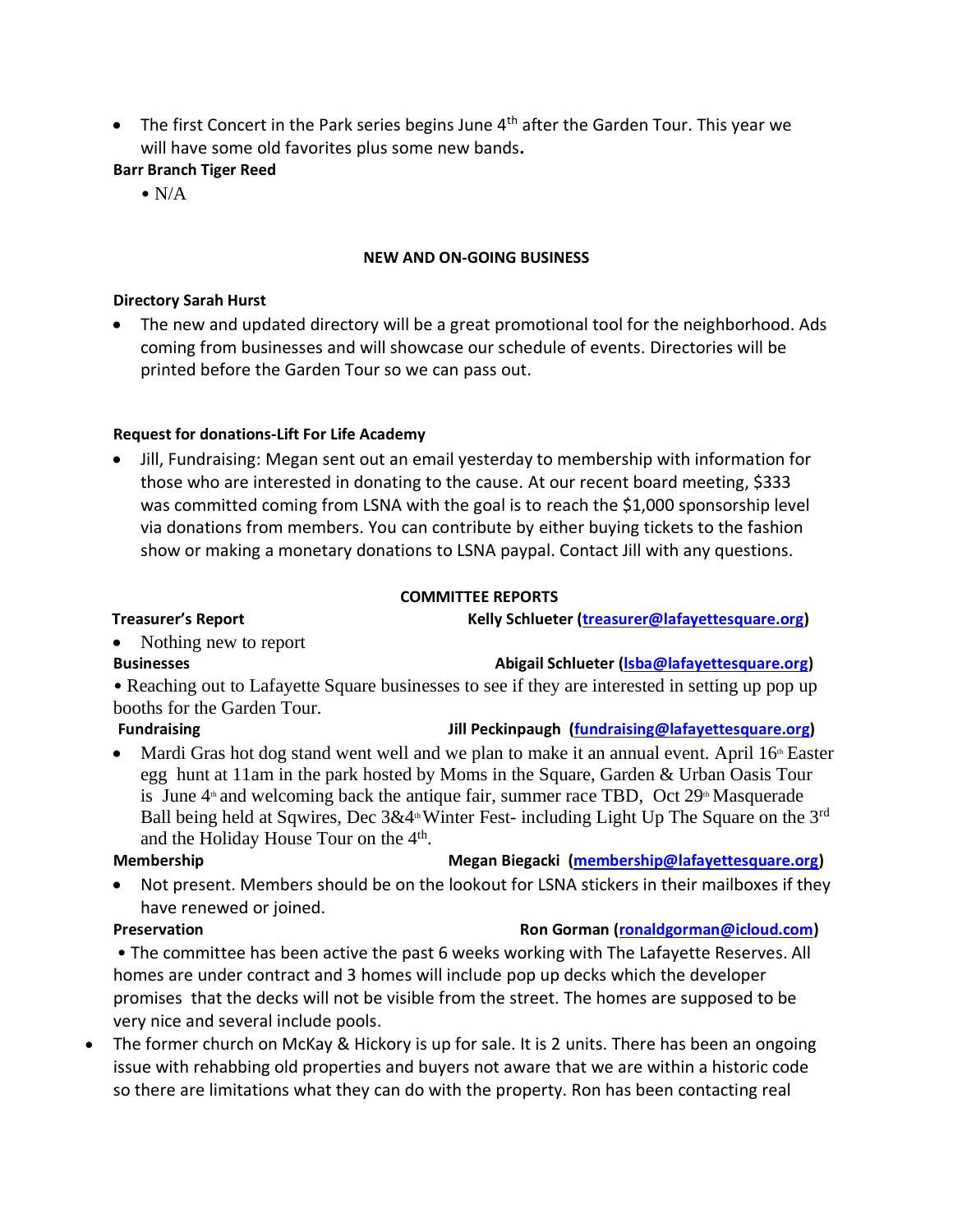- The first Concert in the Park series begins June 4th after the Garden Tour. This year we will have some old favorites plus some new bands.

**Barr Branch Tiger Reed**

- N/A

**NEW AND ON-GOING BUSINESS**

**Directory Sarah Hurst**

- The new and updated directory will be a great promotional tool for the neighborhood. Ads coming from businesses and will showcase our schedule of events. Directories will be printed before the Garden Tour so we can pass out.

**Request for donations-Lift For Life Academy**

- Jill, Fundraising: Megan sent out an email yesterday to membership with information for those who are interested in donating to the cause. At our recent board meeting, $333 was committed coming from LSNA with the goal is to reach the $1,000 sponsorship level via donations from members. You can contribute by either buying tickets to the fashion show or making a monetary donations to LSNA paypal. Contact Jill with any questions.

**COMMITTEE REPORTS**

**Treasurer's Report** **Kelly Schlueter (treasurer@lafayettesquare.org)**

- Nothing new to report

**Businesses** **Abigail Schlueter (lsba@lafayettesquare.org)**

- Reaching out to Lafayette Square businesses to see if they are interested in setting up pop up booths for the Garden Tour.

**Fundraising** **Jill Peckinpaugh (fundraising@lafayettesquare.org)**

- Mardi Gras hot dog stand went well and we plan to make it an annual event. April 16th Easter egg hunt at 11am in the park hosted by Moms in the Square, Garden & Urban Oasis Tour is June 4th and welcoming back the antique fair, summer race TBD, Oct 29th Masquerade Ball being held at Sqwires, Dec 3&4th Winter Fest- including Light Up The Square on the 3rd and the Holiday House Tour on the 4th.

**Membership** **Megan Biegacki (membership@lafayettesquare.org)**

- Not present. Members should be on the lookout for LSNA stickers in their mailboxes if they have renewed or joined.

**Preservation** **Ron Gorman (ronaldgorman@icloud.com)**

- The committee has been active the past 6 weeks working with The Lafayette Reserves. All homes are under contract and 3 homes will include pop up decks which the developer promises that the decks will not be visible from the street. The homes are supposed to be very nice and several include pools.
- The former church on McKay & Hickory is up for sale. It is 2 units. There has been an ongoing issue with rehabbing old properties and buyers not aware that we are within a historic code so there are limitations what they can do with the property. Ron has been contacting real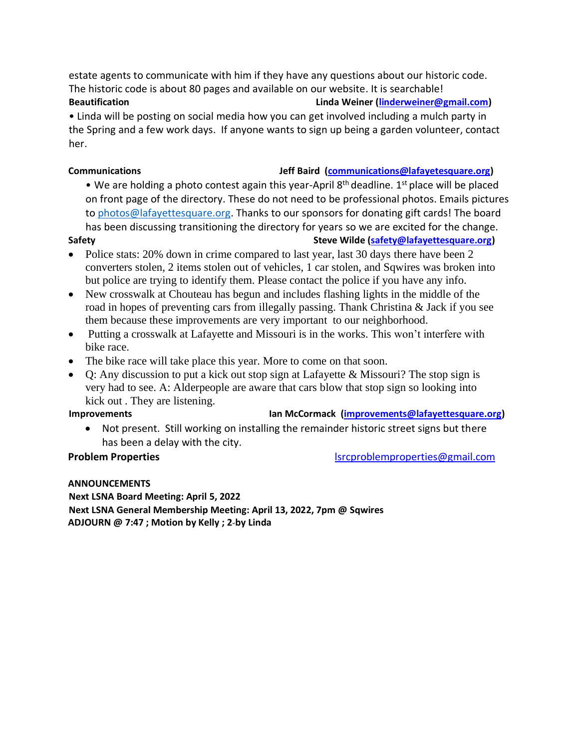estate agents to communicate with him if they have any questions about our historic code. The historic code is about 80 pages and available on our website. It is searchable!

**Beautification** **Linda Weiner (linderweiner@gmail.com)**

• Linda will be posting on social media how you can get involved including a mulch party in the Spring and a few work days. If anyone wants to sign up being a garden volunteer, contact her.

**Communications** **Jeff Baird (communications@lafayetesquare.org)**

• We are holding a photo contest again this year-April 8th deadline. 1st place will be placed on front page of the directory. These do not need to be professional photos. Emails pictures to photos@lafayettesquare.org. Thanks to our sponsors for donating gift cards! The board has been discussing transitioning the directory for years so we are excited for the change.

**Safety** **Steve Wilde (safety@lafayettesquare.org)**

- Police stats: 20% down in crime compared to last year, last 30 days there have been 2 converters stolen, 2 items stolen out of vehicles, 1 car stolen, and Sqwires was broken into but police are trying to identify them. Please contact the police if you have any info.
- New crosswalk at Chouteau has begun and includes flashing lights in the middle of the road in hopes of preventing cars from illegally passing. Thank Christina & Jack if you see them because these improvements are very important to our neighborhood.
- Putting a crosswalk at Lafayette and Missouri is in the works. This won't interfere with bike race.
- The bike race will take place this year. More to come on that soon.
- Q: Any discussion to put a kick out stop sign at Lafayette & Missouri? The stop sign is very had to see. A: Alderpeople are aware that cars blow that stop sign so looking into kick out . They are listening.

**Improvements** **Ian McCormack (improvements@lafayettesquare.org)**

- Not present. Still working on installing the remainder historic street signs but there has been a delay with the city.

**Problem Properties** lsrcproblemproperties@gmail.com

**ANNOUNCEMENTS**

**Next LSNA Board Meeting: April 5, 2022**

**Next LSNA General Membership Meeting: April 13, 2022, 7pm @ Sqwires**

**ADJOURN @ 7:47 ; Motion by Kelly ; 2-by Linda**